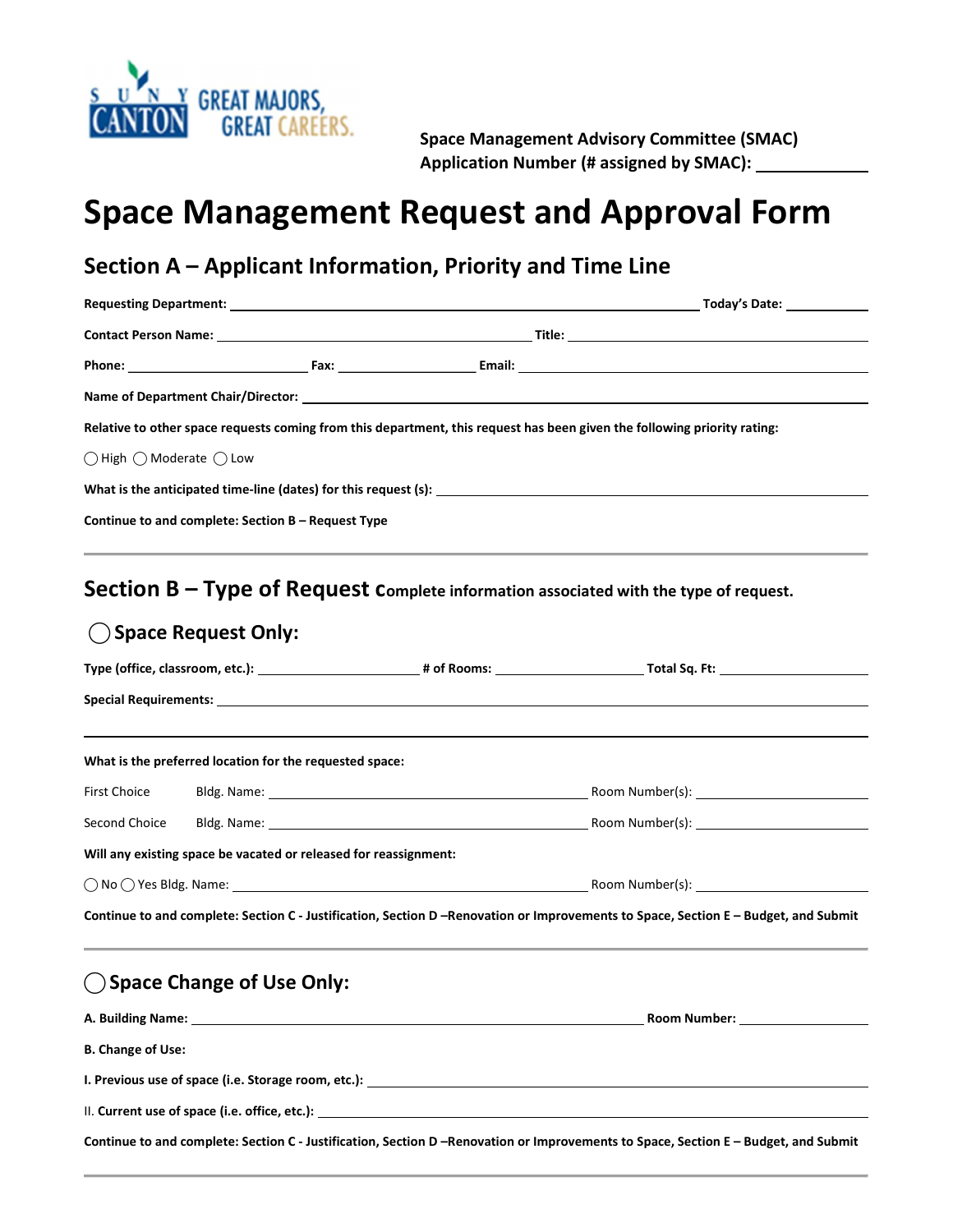Space Management Advisory Committee (SMAC)
Application Number (# assigned by SMAC): ____________

# Space Management Request and Approval Form

## Section A – Applicant Information, Priority and Time Line

**Requesting Department:** ______________________________ **Today's Date:** ____________

**Contact Person Name:** ______________________________ **Title:** ______________________________

**Phone:** ________________ **Fax:** ________________ **Email:** ______________________________

**Name of Department Chair/Director:** ______________________________

**Relative to other space requests coming from this department, this request has been given the following priority rating:**

◯ High ◯ Moderate ◯ Low

**What is the anticipated time-line (dates) for this request (s):** ______________________________

**Continue to and complete: Section B – Request Type**

---

## Section B – Type of Request **Complete information associated with the type of request.**

### ◯ Space Request Only:

**Type (office, classroom, etc.):** ________________ **# of Rooms:** ________________ **Total Sq. Ft:** ________________

**Special Requirements:** ______________________________

______________________________

**What is the preferred location for the requested space:**

First Choice Bldg. Name: ______________________________ Room Number(s): ________________

Second Choice Bldg. Name: ______________________________ Room Number(s): ________________

**Will any existing space be vacated or released for reassignment:**

◯ No ◯ Yes Bldg. Name: ______________________________ Room Number(s): ________________

**Continue to and complete: Section C - Justification, Section D –Renovation or Improvements to Space, Section E – Budget, and Submit**

---

### ◯ Space Change of Use Only:

**A. Building Name:** ______________________________ **Room Number:** ________________

**B. Change of Use:**

**I. Previous use of space (i.e. Storage room, etc.):** ______________________________

II. **Current use of space (i.e. office, etc.):** ______________________________

**Continue to and complete: Section C - Justification, Section D –Renovation or Improvements to Space, Section E – Budget, and Submit**

---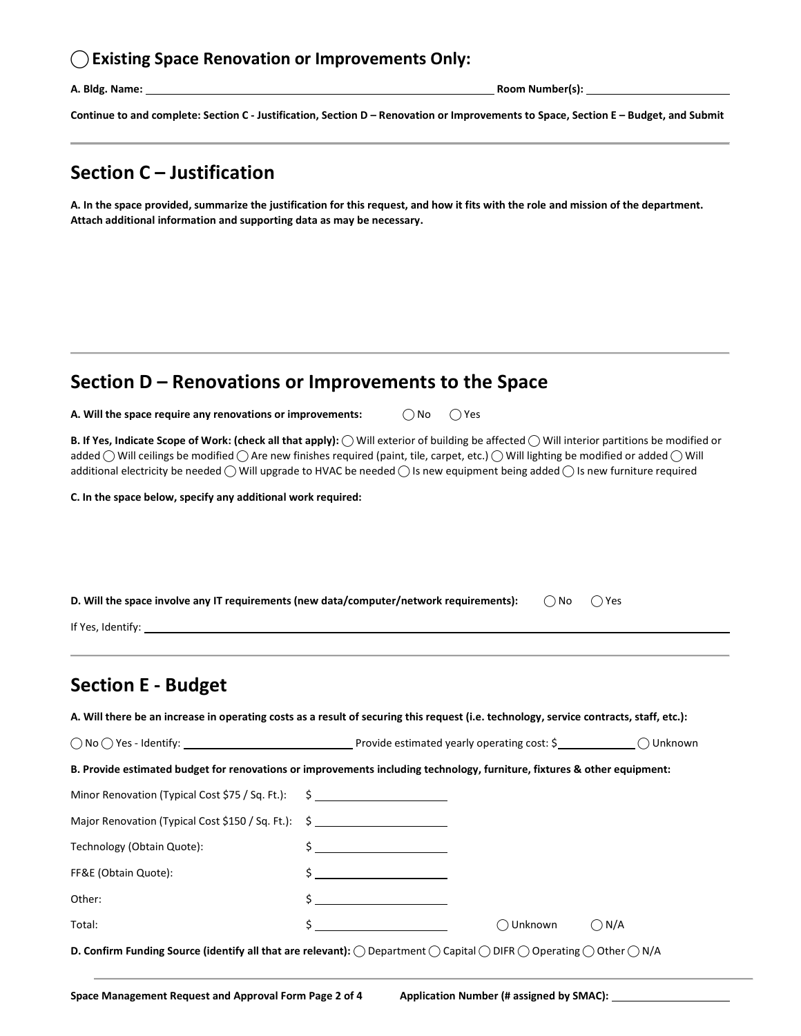## ◯ Existing Space Renovation or Improvements Only:

**A. Bldg. Name:** ______________________________ **Room Number(s):** ______________

**Continue to and complete: Section C - Justification, Section D – Renovation or Improvements to Space, Section E – Budget, and Submit**

## Section C – Justification

**A. In the space provided, summarize the justification for this request, and how it fits with the role and mission of the department. Attach additional information and supporting data as may be necessary.**

## Section D – Renovations or Improvements to the Space

**A. Will the space require any renovations or improvements:** ◯ No ◯ Yes

**B. If Yes, Indicate Scope of Work: (check all that apply):** ◯ Will exterior of building be affected ◯ Will interior partitions be modified or added ◯ Will ceilings be modified ◯ Are new finishes required (paint, tile, carpet, etc.) ◯ Will lighting be modified or added ◯ Will additional electricity be needed ◯ Will upgrade to HVAC be needed ◯ Is new equipment being added ◯ Is new furniture required

**C. In the space below, specify any additional work required:**

**D. Will the space involve any IT requirements (new data/computer/network requirements):** ◯ No ◯ Yes

If Yes, Identify: ______________________________

## Section E - Budget

**A. Will there be an increase in operating costs as a result of securing this request (i.e. technology, service contracts, staff, etc.):**

◯ No ◯ Yes - Identify: ______________ Provide estimated yearly operating cost: $________ ◯ Unknown

**B. Provide estimated budget for renovations or improvements including technology, furniture, fixtures & other equipment:**

Minor Renovation (Typical Cost $75 / Sq. Ft.): $ ______________

Major Renovation (Typical Cost $150 / Sq. Ft.): $ ______________

Technology (Obtain Quote): $ ______________

FF&E (Obtain Quote): $ ______________

Other: $ ______________

Total: $ ______________ ◯ Unknown ◯ N/A

**D. Confirm Funding Source (identify all that are relevant):** ◯ Department ◯ Capital ◯ DIFR ◯ Operating ◯ Other ◯ N/A

**Application Number (# assigned by SMAC):** ______________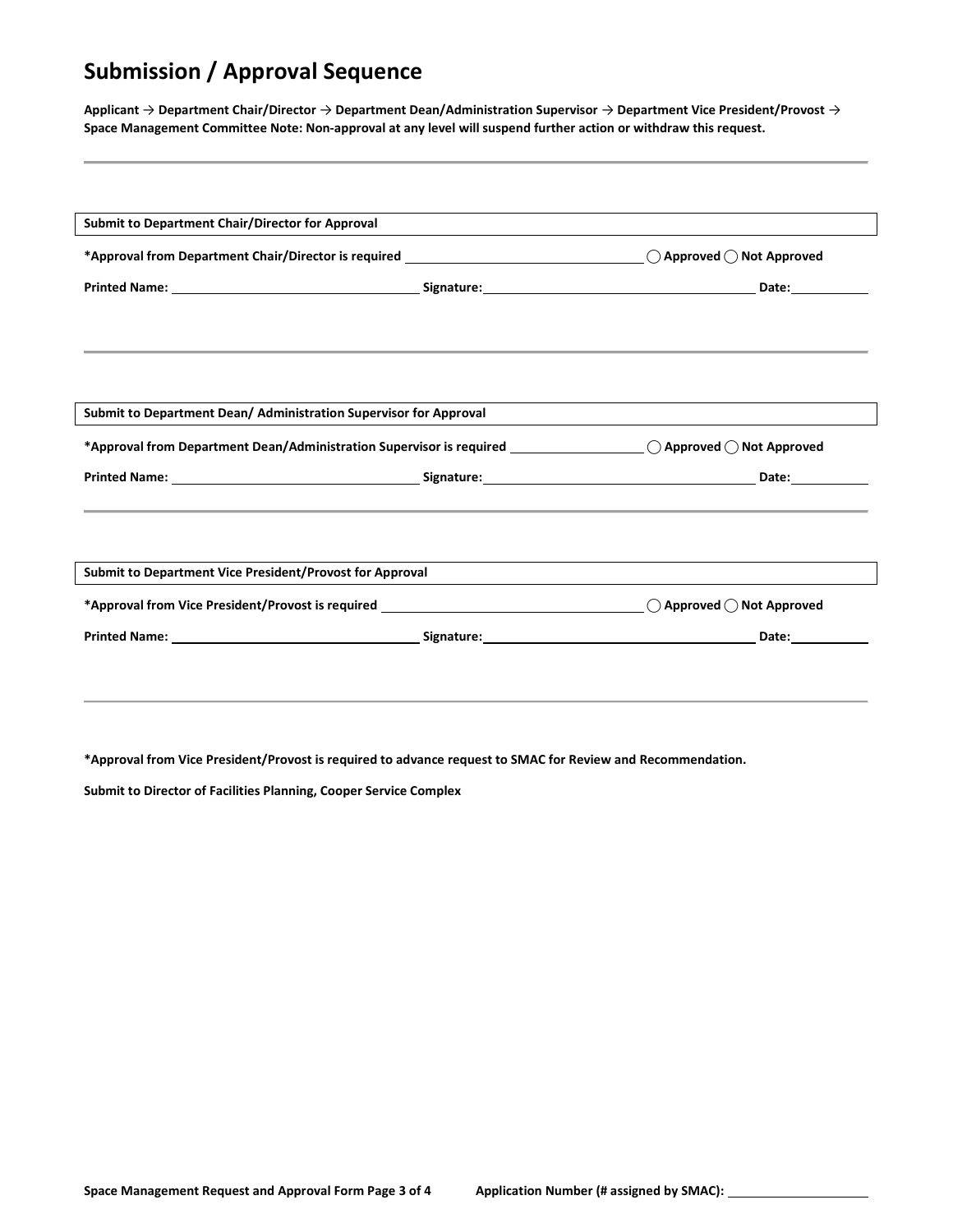# Submission / Approval Sequence

**Applicant → Department Chair/Director → Department Dean/Administration Supervisor → Department Vice President/Provost → Space Management Committee Note: Non-approval at any level will suspend further action or withdraw this request.**

---

**Submit to Department Chair/Director for Approval**

**\*Approval from Department Chair/Director is required** ______________________ ◯ **Approved** ◯ **Not Approved**

**Printed Name:** ______________________ **Signature:** ______________________ **Date:** __________

---

**Submit to Department Dean/ Administration Supervisor for Approval**

**\*Approval from Department Dean/Administration Supervisor is required** ______________ ◯ **Approved** ◯ **Not Approved**

**Printed Name:** ______________________ **Signature:** ______________________ **Date:** __________

---

**Submit to Department Vice President/Provost for Approval**

**\*Approval from Vice President/Provost is required** ______________________ ◯ **Approved** ◯ **Not Approved**

**Printed Name:** ______________________ **Signature:** ______________________ **Date:** __________

---

**\*Approval from Vice President/Provost is required to advance request to SMAC for Review and Recommendation.**

**Submit to Director of Facilities Planning, Cooper Service Complex**

**Application Number (# assigned by SMAC):** ______________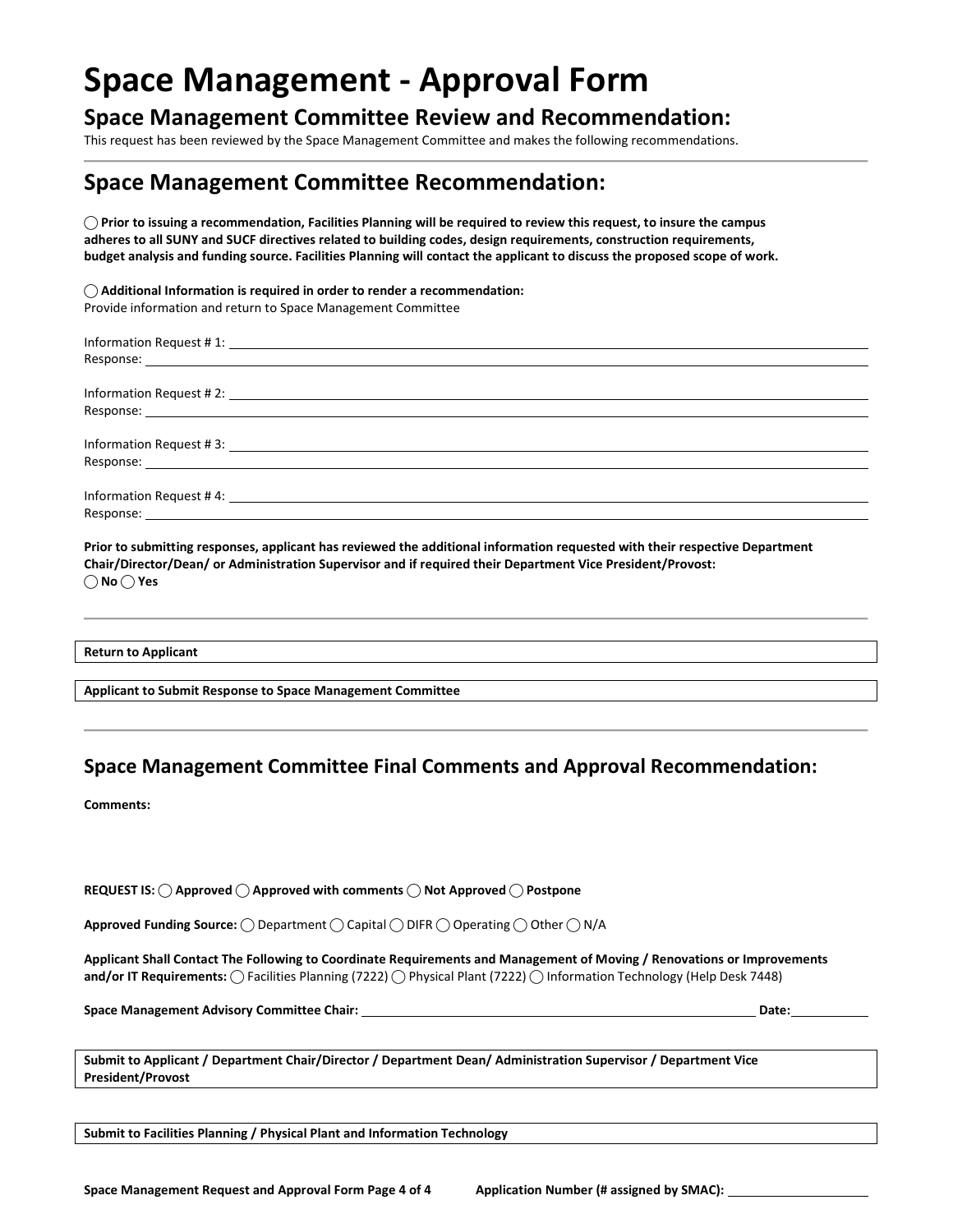# Space Management - Approval Form

## Space Management Committee Review and Recommendation:

This request has been reviewed by the Space Management Committee and makes the following recommendations.

## Space Management Committee Recommendation:

◯ **Prior to issuing a recommendation, Facilities Planning will be required to review this request, to insure the campus adheres to all SUNY and SUCF directives related to building codes, design requirements, construction requirements, budget analysis and funding source. Facilities Planning will contact the applicant to discuss the proposed scope of work.**

◯ **Additional Information is required in order to render a recommendation:**
Provide information and return to Space Management Committee

Information Request # 1: ______________________________
Response: ______________________________

Information Request # 2: ______________________________
Response: ______________________________

Information Request # 3: ______________________________
Response: ______________________________

Information Request # 4: ______________________________
Response: ______________________________

**Prior to submitting responses, applicant has reviewed the additional information requested with their respective Department Chair/Director/Dean/ or Administration Supervisor and if required their Department Vice President/Provost:**
◯ **No** ◯ **Yes**

**Return to Applicant**

**Applicant to Submit Response to Space Management Committee**

## Space Management Committee Final Comments and Approval Recommendation:

**Comments:**

**REQUEST IS:** ◯ **Approved** ◯ **Approved with comments** ◯ **Not Approved** ◯ **Postpone**

**Approved Funding Source:** ◯ Department ◯ Capital ◯ DIFR ◯ Operating ◯ Other ◯ N/A

**Applicant Shall Contact The Following to Coordinate Requirements and Management of Moving / Renovations or Improvements and/or IT Requirements:** ◯ Facilities Planning (7222) ◯ Physical Plant (7222) ◯ Information Technology (Help Desk 7448)

**Space Management Advisory Committee Chair:** ______________________________ **Date:** __________

**Submit to Applicant / Department Chair/Director / Department Dean/ Administration Supervisor / Department Vice President/Provost**

**Submit to Facilities Planning / Physical Plant and Information Technology**

**Space Management Request and Approval Form Page 4 of 4** **Application Number (# assigned by SMAC):** __________